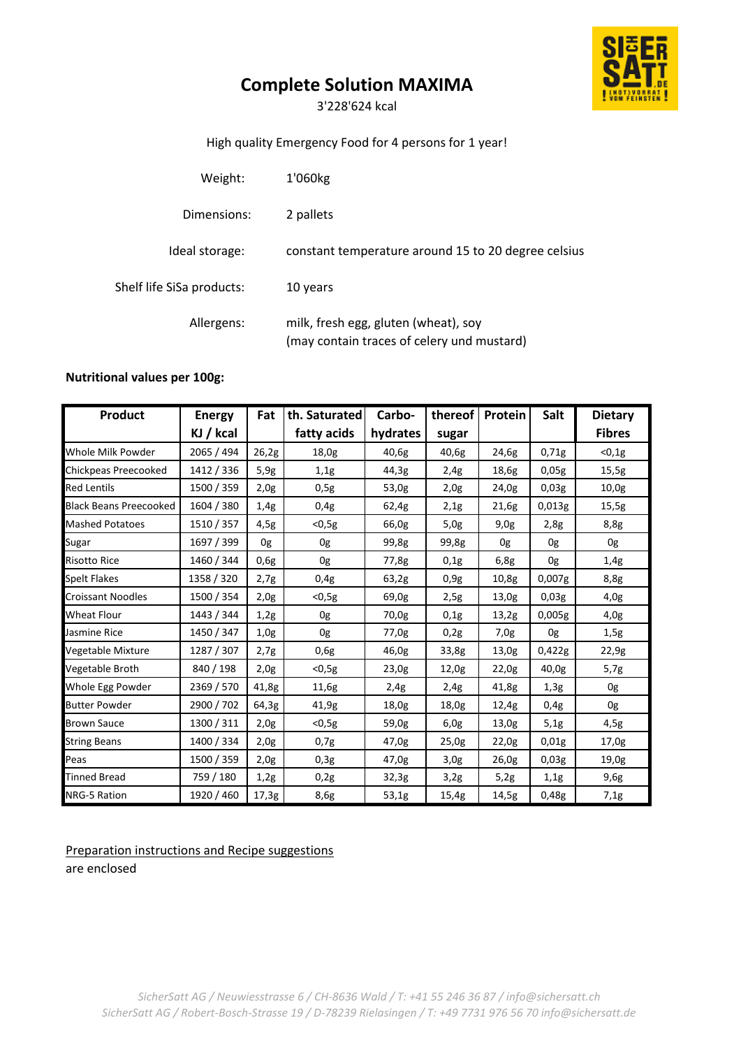# Complete Solution MAXIMA

3'228'624 kcal

High quality Emergency Food for 4 persons for 1 year!

| | |
|---|---|
| Weight: | 1'060kg |
| Dimensions: | 2 pallets |
| Ideal storage: | constant temperature around 15 to 20 degree celsius |
| Shelf life SiSa products: | 10 years |
| Allergens: | milk, fresh egg, gluten (wheat), soy<br>(may contain traces of celery und mustard) |

**Nutritional values per 100g:**

| Product | Energy KJ / kcal | Fat | th. Saturated fatty acids | Carbo-hydrates | thereof sugar | Protein | Salt | Dietary Fibres |
|---|---|---|---|---|---|---|---|---|
| Whole Milk Powder | 2065 / 494 | 26,2g | 18,0g | 40,6g | 40,6g | 24,6g | 0,71g | <0,1g |
| Chickpeas Preecooked | 1412 / 336 | 5,9g | 1,1g | 44,3g | 2,4g | 18,6g | 0,05g | 15,5g |
| Red Lentils | 1500 / 359 | 2,0g | 0,5g | 53,0g | 2,0g | 24,0g | 0,03g | 10,0g |
| Black Beans Preecooked | 1604 / 380 | 1,4g | 0,4g | 62,4g | 2,1g | 21,6g | 0,013g | 15,5g |
| Mashed Potatoes | 1510 / 357 | 4,5g | <0,5g | 66,0g | 5,0g | 9,0g | 2,8g | 8,8g |
| Sugar | 1697 / 399 | 0g | 0g | 99,8g | 99,8g | 0g | 0g | 0g |
| Risotto Rice | 1460 / 344 | 0,6g | 0g | 77,8g | 0,1g | 6,8g | 0g | 1,4g |
| Spelt Flakes | 1358 / 320 | 2,7g | 0,4g | 63,2g | 0,9g | 10,8g | 0,007g | 8,8g |
| Croissant Noodles | 1500 / 354 | 2,0g | <0,5g | 69,0g | 2,5g | 13,0g | 0,03g | 4,0g |
| Wheat Flour | 1443 / 344 | 1,2g | 0g | 70,0g | 0,1g | 13,2g | 0,005g | 4,0g |
| Jasmine Rice | 1450 / 347 | 1,0g | 0g | 77,0g | 0,2g | 7,0g | 0g | 1,5g |
| Vegetable Mixture | 1287 / 307 | 2,7g | 0,6g | 46,0g | 33,8g | 13,0g | 0,422g | 22,9g |
| Vegetable Broth | 840 / 198 | 2,0g | <0,5g | 23,0g | 12,0g | 22,0g | 40,0g | 5,7g |
| Whole Egg Powder | 2369 / 570 | 41,8g | 11,6g | 2,4g | 2,4g | 41,8g | 1,3g | 0g |
| Butter Powder | 2900 / 702 | 64,3g | 41,9g | 18,0g | 18,0g | 12,4g | 0,4g | 0g |
| Brown Sauce | 1300 / 311 | 2,0g | <0,5g | 59,0g | 6,0g | 13,0g | 5,1g | 4,5g |
| String Beans | 1400 / 334 | 2,0g | 0,7g | 47,0g | 25,0g | 22,0g | 0,01g | 17,0g |
| Peas | 1500 / 359 | 2,0g | 0,3g | 47,0g | 3,0g | 26,0g | 0,03g | 19,0g |
| Tinned Bread | 759 / 180 | 1,2g | 0,2g | 32,3g | 3,2g | 5,2g | 1,1g | 9,6g |
| NRG-5 Ration | 1920 / 460 | 17,3g | 8,6g | 53,1g | 15,4g | 14,5g | 0,48g | 7,1g |

Preparation instructions and Recipe suggestions
are enclosed

*SicherSatt AG / Neuwiesstrasse 6 / CH-8636 Wald / T: +41 55 246 36 87 / info@sichersatt.ch*
*SicherSatt AG / Robert-Bosch-Strasse 19 / D-78239 Rielasingen / T: +49 7731 976 56 70 info@sichersatt.de*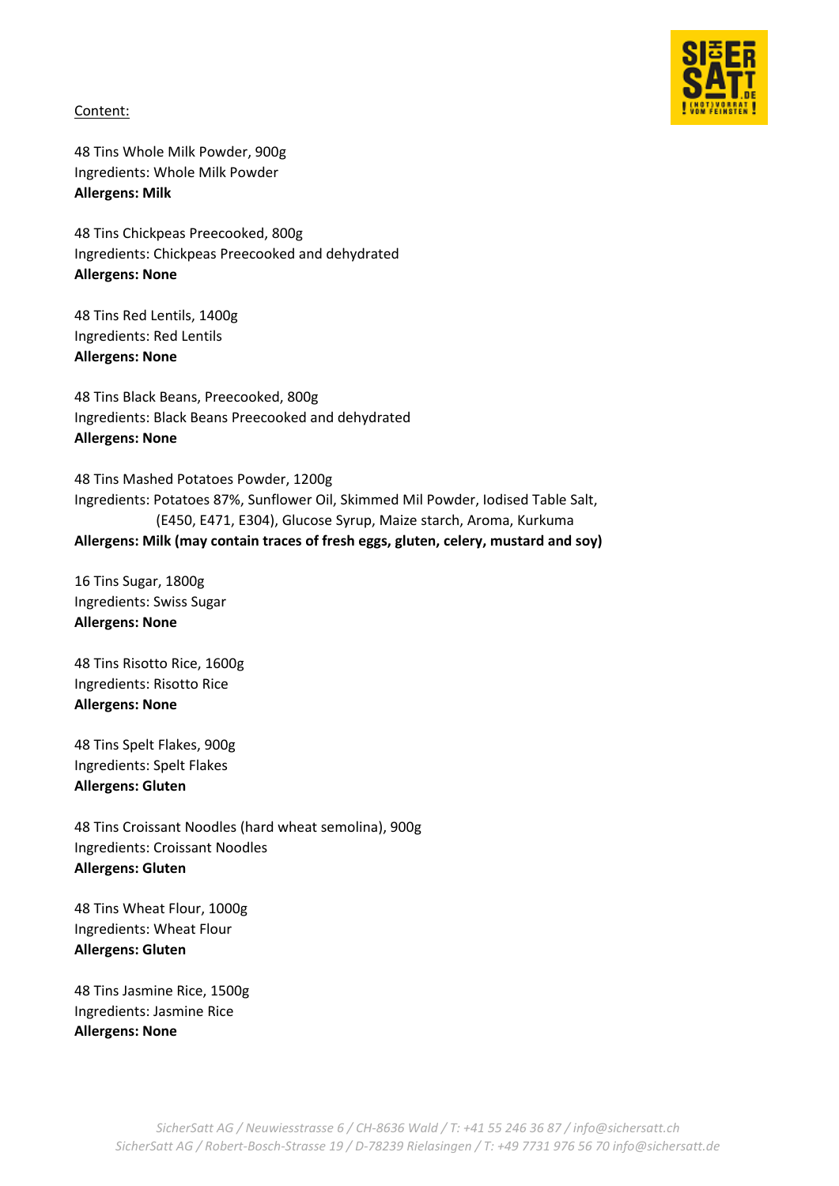Content:

48 Tins Whole Milk Powder, 900g
Ingredients: Whole Milk Powder
**Allergens: Milk**

48 Tins Chickpeas Preecooked, 800g
Ingredients: Chickpeas Preecooked and dehydrated
**Allergens: None**

48 Tins Red Lentils, 1400g
Ingredients: Red Lentils
**Allergens: None**

48 Tins Black Beans, Preecooked, 800g
Ingredients: Black Beans Preecooked and dehydrated
**Allergens: None**

48 Tins Mashed Potatoes Powder, 1200g
Ingredients: Potatoes 87%, Sunflower Oil, Skimmed Mil Powder, Iodised Table Salt, (E450, E471, E304), Glucose Syrup, Maize starch, Aroma, Kurkuma
**Allergens: Milk (may contain traces of fresh eggs, gluten, celery, mustard and soy)**

16 Tins Sugar, 1800g
Ingredients: Swiss Sugar
**Allergens: None**

48 Tins Risotto Rice, 1600g
Ingredients: Risotto Rice
**Allergens: None**

48 Tins Spelt Flakes, 900g
Ingredients: Spelt Flakes
**Allergens: Gluten**

48 Tins Croissant Noodles (hard wheat semolina), 900g
Ingredients: Croissant Noodles
**Allergens: Gluten**

48 Tins Wheat Flour, 1000g
Ingredients: Wheat Flour
**Allergens: Gluten**

48 Tins Jasmine Rice, 1500g
Ingredients: Jasmine Rice
**Allergens: None**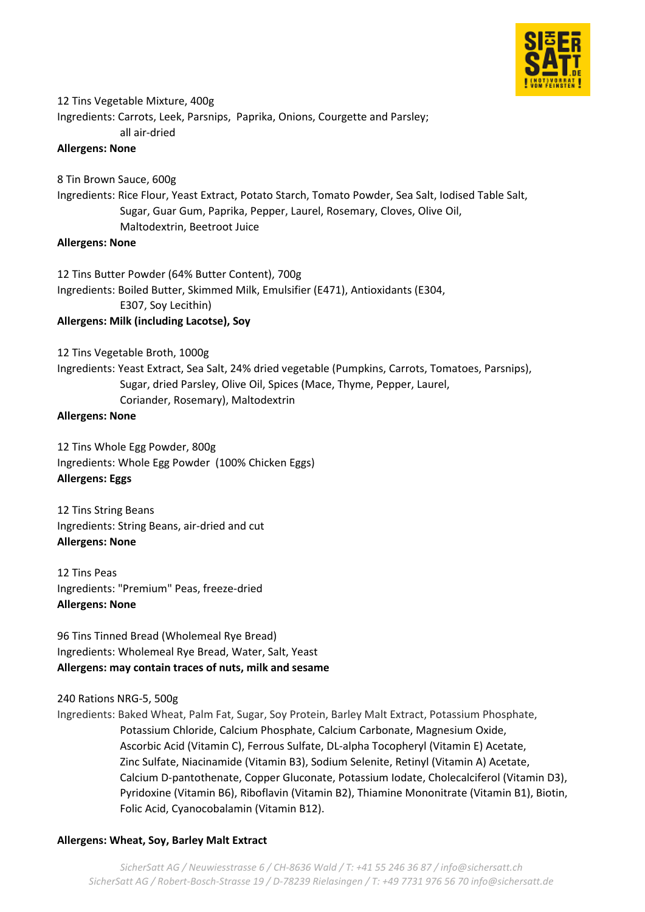12 Tins Vegetable Mixture, 400g

Ingredients: Carrots, Leek, Parsnips, Paprika, Onions, Courgette and Parsley; all air-dried

**Allergens: None**

8 Tin Brown Sauce, 600g

Ingredients: Rice Flour, Yeast Extract, Potato Starch, Tomato Powder, Sea Salt, Iodised Table Salt, Sugar, Guar Gum, Paprika, Pepper, Laurel, Rosemary, Cloves, Olive Oil, Maltodextrin, Beetroot Juice

**Allergens: None**

12 Tins Butter Powder (64% Butter Content), 700g

Ingredients: Boiled Butter, Skimmed Milk, Emulsifier (E471), Antioxidants (E304, E307, Soy Lecithin)

**Allergens: Milk (including Lacotse), Soy**

12 Tins Vegetable Broth, 1000g

Ingredients: Yeast Extract, Sea Salt, 24% dried vegetable (Pumpkins, Carrots, Tomatoes, Parsnips), Sugar, dried Parsley, Olive Oil, Spices (Mace, Thyme, Pepper, Laurel, Coriander, Rosemary), Maltodextrin

**Allergens: None**

12 Tins Whole Egg Powder, 800g

Ingredients: Whole Egg Powder (100% Chicken Eggs)

**Allergens: Eggs**

12 Tins String Beans

Ingredients: String Beans, air-dried and cut

**Allergens: None**

12 Tins Peas

Ingredients: "Premium" Peas, freeze-dried

**Allergens: None**

96 Tins Tinned Bread (Wholemeal Rye Bread)

Ingredients: Wholemeal Rye Bread, Water, Salt, Yeast

**Allergens: may contain traces of nuts, milk and sesame**

240 Rations NRG-5, 500g

Ingredients: Baked Wheat, Palm Fat, Sugar, Soy Protein, Barley Malt Extract, Potassium Phosphate, Potassium Chloride, Calcium Phosphate, Calcium Carbonate, Magnesium Oxide, Ascorbic Acid (Vitamin C), Ferrous Sulfate, DL-alpha Tocopheryl (Vitamin E) Acetate, Zinc Sulfate, Niacinamide (Vitamin B3), Sodium Selenite, Retinyl (Vitamin A) Acetate, Calcium D-pantothenate, Copper Gluconate, Potassium Iodate, Cholecalciferol (Vitamin D3), Pyridoxine (Vitamin B6), Riboflavin (Vitamin B2), Thiamine Mononitrate (Vitamin B1), Biotin, Folic Acid, Cyanocobalamin (Vitamin B12).

**Allergens: Wheat, Soy, Barley Malt Extract**